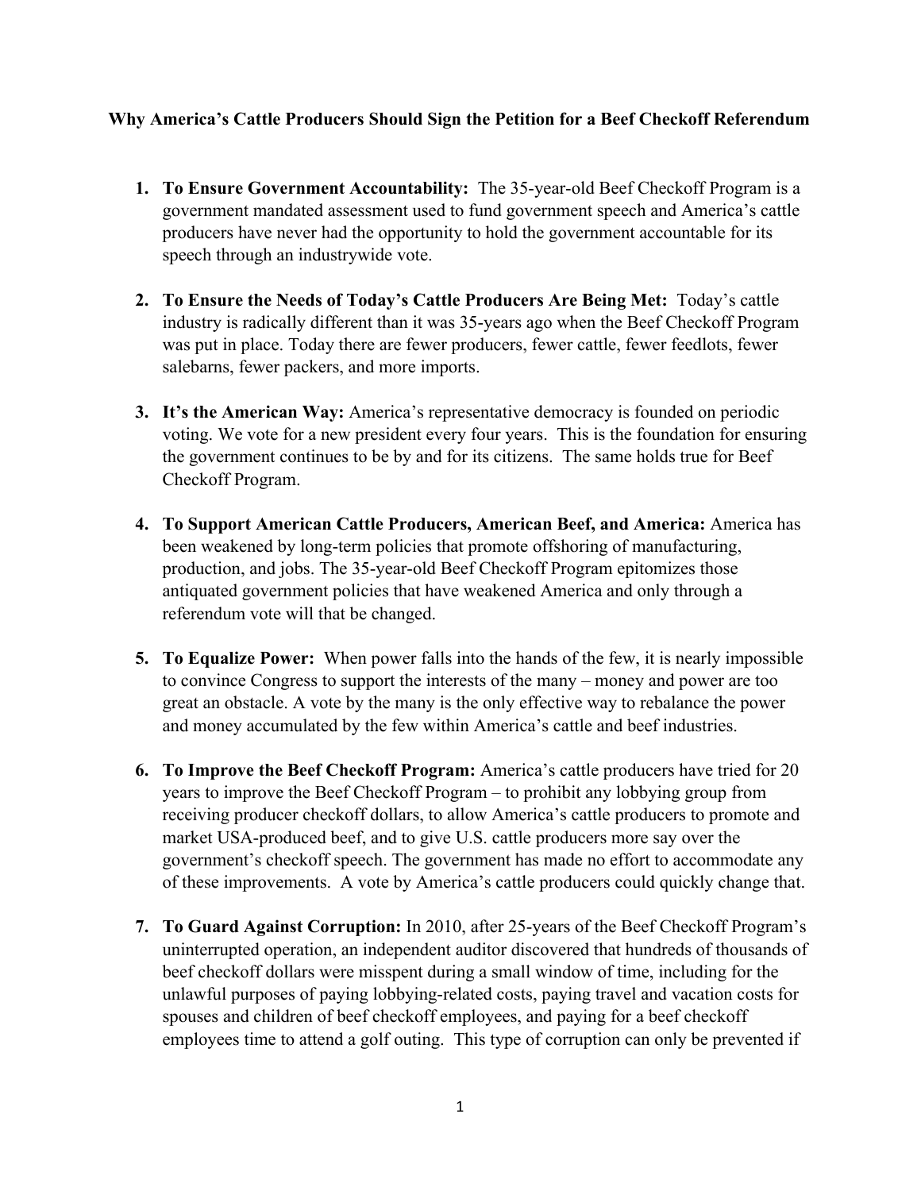**Why America's Cattle Producers Should Sign the Petition for a Beef Checkoff Referendum**

1. **To Ensure Government Accountability:** The 35-year-old Beef Checkoff Program is a government mandated assessment used to fund government speech and America's cattle producers have never had the opportunity to hold the government accountable for its speech through an industrywide vote.

2. **To Ensure the Needs of Today's Cattle Producers Are Being Met:** Today's cattle industry is radically different than it was 35-years ago when the Beef Checkoff Program was put in place. Today there are fewer producers, fewer cattle, fewer feedlots, fewer salebarns, fewer packers, and more imports.

3. **It's the American Way:** America's representative democracy is founded on periodic voting. We vote for a new president every four years. This is the foundation for ensuring the government continues to be by and for its citizens. The same holds true for Beef Checkoff Program.

4. **To Support American Cattle Producers, American Beef, and America:** America has been weakened by long-term policies that promote offshoring of manufacturing, production, and jobs. The 35-year-old Beef Checkoff Program epitomizes those antiquated government policies that have weakened America and only through a referendum vote will that be changed.

5. **To Equalize Power:** When power falls into the hands of the few, it is nearly impossible to convince Congress to support the interests of the many – money and power are too great an obstacle. A vote by the many is the only effective way to rebalance the power and money accumulated by the few within America's cattle and beef industries.

6. **To Improve the Beef Checkoff Program:** America's cattle producers have tried for 20 years to improve the Beef Checkoff Program – to prohibit any lobbying group from receiving producer checkoff dollars, to allow America's cattle producers to promote and market USA-produced beef, and to give U.S. cattle producers more say over the government's checkoff speech. The government has made no effort to accommodate any of these improvements. A vote by America's cattle producers could quickly change that.

7. **To Guard Against Corruption:** In 2010, after 25-years of the Beef Checkoff Program's uninterrupted operation, an independent auditor discovered that hundreds of thousands of beef checkoff dollars were misspent during a small window of time, including for the unlawful purposes of paying lobbying-related costs, paying travel and vacation costs for spouses and children of beef checkoff employees, and paying for a beef checkoff employees time to attend a golf outing. This type of corruption can only be prevented if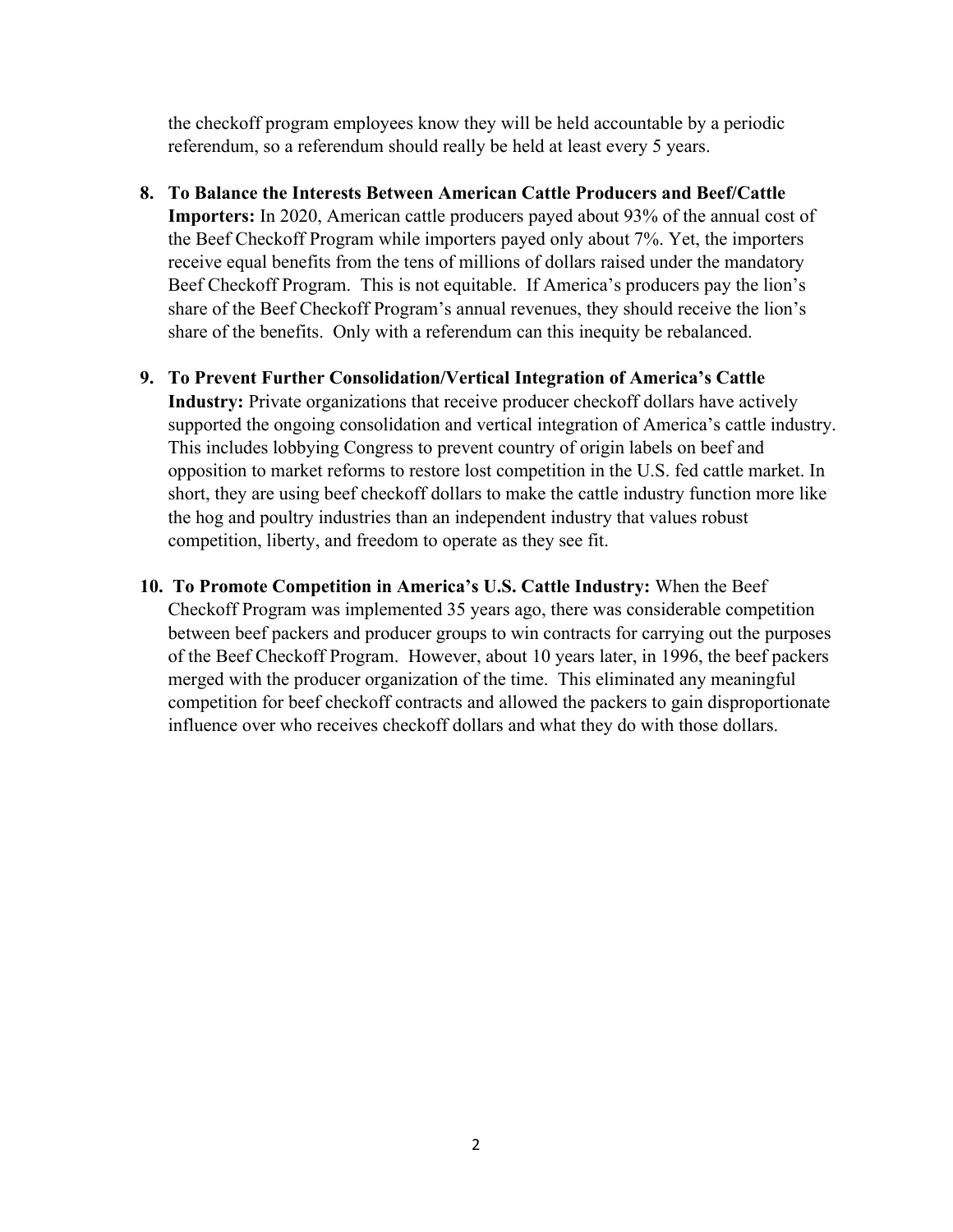the checkoff program employees know they will be held accountable by a periodic referendum, so a referendum should really be held at least every 5 years.

8. **To Balance the Interests Between American Cattle Producers and Beef/Cattle Importers:** In 2020, American cattle producers payed about 93% of the annual cost of the Beef Checkoff Program while importers payed only about 7%. Yet, the importers receive equal benefits from the tens of millions of dollars raised under the mandatory Beef Checkoff Program. This is not equitable. If America's producers pay the lion's share of the Beef Checkoff Program's annual revenues, they should receive the lion's share of the benefits. Only with a referendum can this inequity be rebalanced.

9. **To Prevent Further Consolidation/Vertical Integration of America's Cattle Industry:** Private organizations that receive producer checkoff dollars have actively supported the ongoing consolidation and vertical integration of America's cattle industry. This includes lobbying Congress to prevent country of origin labels on beef and opposition to market reforms to restore lost competition in the U.S. fed cattle market. In short, they are using beef checkoff dollars to make the cattle industry function more like the hog and poultry industries than an independent industry that values robust competition, liberty, and freedom to operate as they see fit.

10. **To Promote Competition in America's U.S. Cattle Industry:** When the Beef Checkoff Program was implemented 35 years ago, there was considerable competition between beef packers and producer groups to win contracts for carrying out the purposes of the Beef Checkoff Program. However, about 10 years later, in 1996, the beef packers merged with the producer organization of the time. This eliminated any meaningful competition for beef checkoff contracts and allowed the packers to gain disproportionate influence over who receives checkoff dollars and what they do with those dollars.